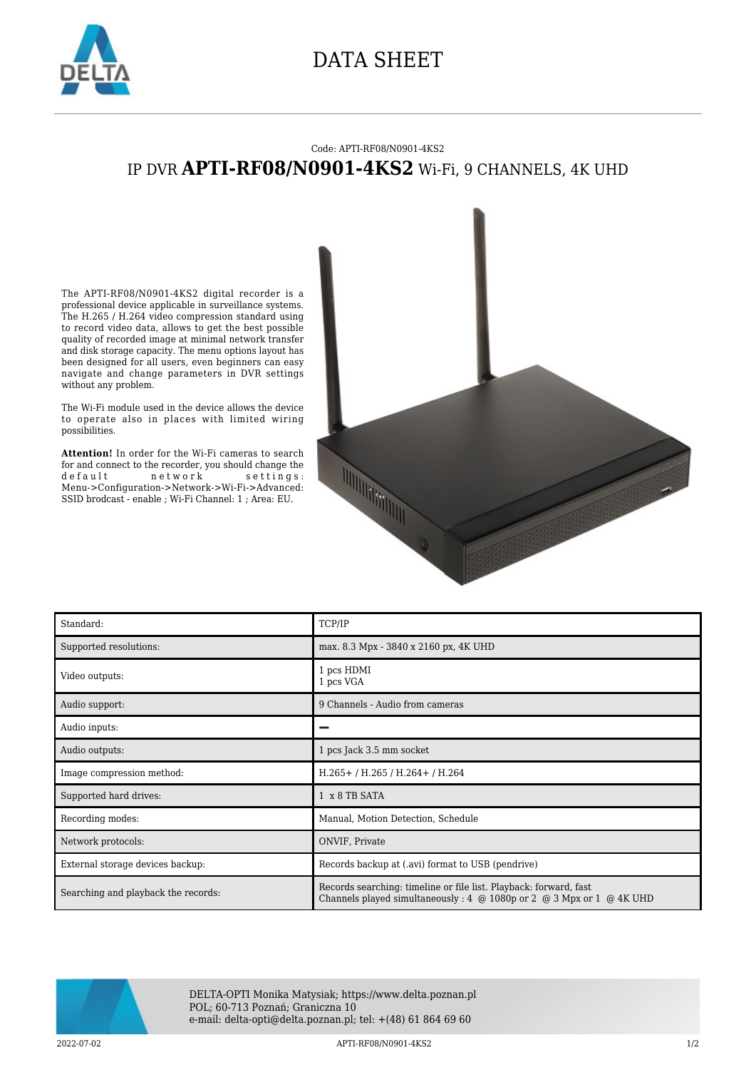# DATA SHEET

Code: APTI-RF08/N0901-4KS2

## IP DVR **APTI-RF08/N0901-4KS2** Wi-Fi, 9 CHANNELS, 4K UHD

The APTI-RF08/N0901-4KS2 digital recorder is a professional device applicable in surveillance systems. The H.265 / H.264 video compression standard using to record video data, allows to get the best possible quality of recorded image at minimal network transfer and disk storage capacity. The menu options layout has been designed for all users, even beginners can easy navigate and change parameters in DVR settings without any problem.

The Wi-Fi module used in the device allows the device to operate also in places with limited wiring possibilities.

**Attention!** In order for the Wi-Fi cameras to search for and connect to the recorder, you should change the default network settings: Menu->Configuration->Network->Wi-Fi->Advanced: SSID brodcast - enable ; Wi-Fi Channel: 1 ; Area: EU.

| Standard: | TCP/IP |
|---|---|
| Supported resolutions: | max. 8.3 Mpx - 3840 x 2160 px, 4K UHD |
| Video outputs: | 1 pcs HDMI<br>1 pcs VGA |
| Audio support: | 9 Channels - Audio from cameras |
| Audio inputs: | – |
| Audio outputs: | 1 pcs Jack 3.5 mm socket |
| Image compression method: | H.265+ / H.265 / H.264+ / H.264 |
| Supported hard drives: | 1 x 8 TB SATA |
| Recording modes: | Manual, Motion Detection, Schedule |
| Network protocols: | ONVIF, Private |
| External storage devices backup: | Records backup at (.avi) format to USB (pendrive) |
| Searching and playback the records: | Records searching: timeline or file list. Playback: forward, fast<br>Channels played simultaneously : 4 @ 1080p or 2 @ 3 Mpx or 1 @ 4K UHD |

DELTA-OPTI Monika Matysiak; https://www.delta.poznan.pl
POL; 60-713 Poznań; Graniczna 10
e-mail: delta-opti@delta.poznan.pl; tel: +(48) 61 864 69 60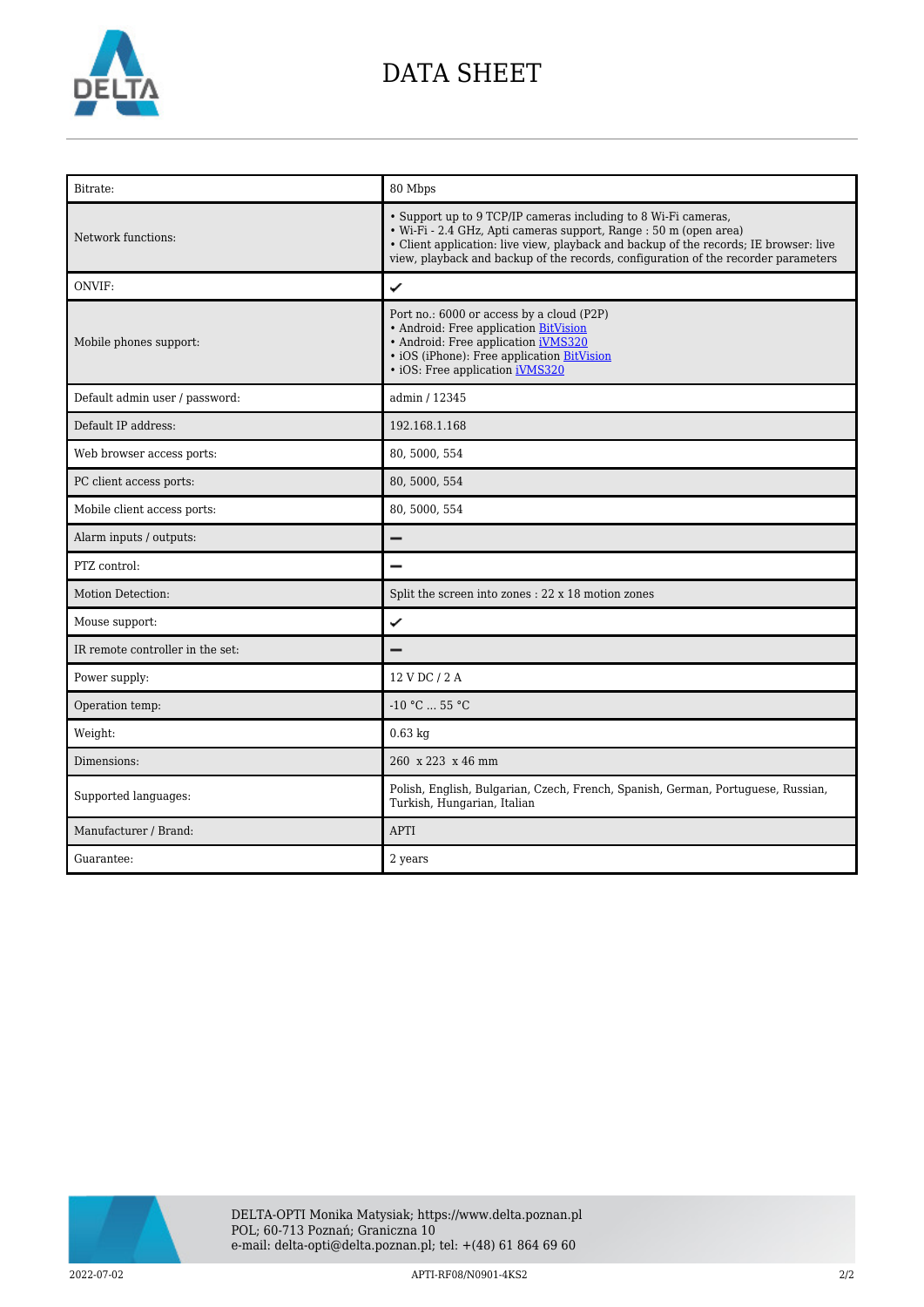# DATA SHEET

| | |
|---|---|
| Bitrate: | 80 Mbps |
| Network functions: | • Support up to 9 TCP/IP cameras including to 8 Wi-Fi cameras,<br>• Wi-Fi - 2.4 GHz, Apti cameras support, Range : 50 m (open area)<br>• Client application: live view, playback and backup of the records; IE browser: live view, playback and backup of the records, configuration of the recorder parameters |
| ONVIF: | ✔ |
| Mobile phones support: | Port no.: 6000 or access by a cloud (P2P)<br>• Android: Free application BitVision<br>• Android: Free application iVMS320<br>• iOS (iPhone): Free application BitVision<br>• iOS: Free application iVMS320 |
| Default admin user / password: | admin / 12345 |
| Default IP address: | 192.168.1.168 |
| Web browser access ports: | 80, 5000, 554 |
| PC client access ports: | 80, 5000, 554 |
| Mobile client access ports: | 80, 5000, 554 |
| Alarm inputs / outputs: | – |
| PTZ control: | – |
| Motion Detection: | Split the screen into zones : 22 x 18 motion zones |
| Mouse support: | ✔ |
| IR remote controller in the set: | – |
| Power supply: | 12 V DC / 2 A |
| Operation temp: | -10 °C ... 55 °C |
| Weight: | 0.63 kg |
| Dimensions: | 260 x 223 x 46 mm |
| Supported languages: | Polish, English, Bulgarian, Czech, French, Spanish, German, Portuguese, Russian, Turkish, Hungarian, Italian |
| Manufacturer / Brand: | APTI |
| Guarantee: | 2 years |

DELTA-OPTI Monika Matysiak; https://www.delta.poznan.pl
POL; 60-713 Poznań; Graniczna 10
e-mail: delta-opti@delta.poznan.pl; tel: +(48) 61 864 69 60